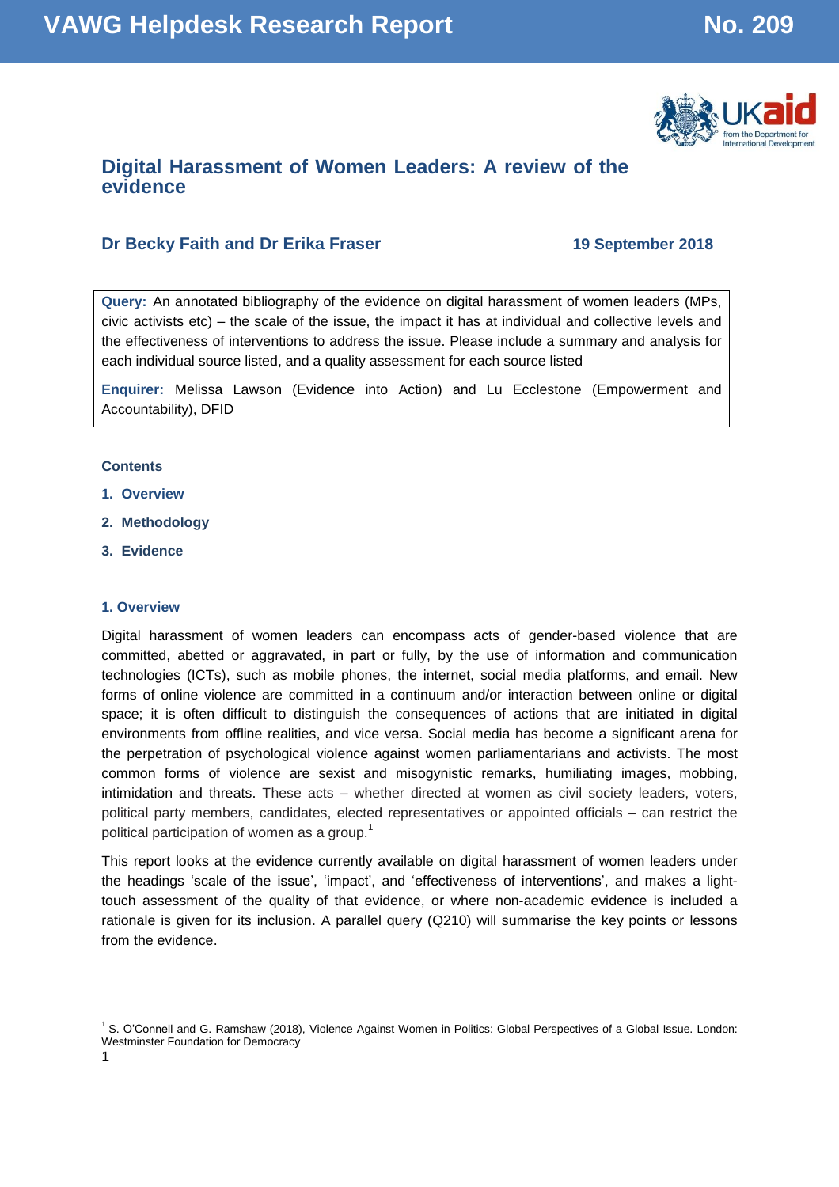VAWG Helpdesk Research Report No. 209

# Digital Harassment of Women Leaders: A review of the evidence

**Dr Becky Faith and Dr Erika Fraser** **19 September 2018**

**Query:** An annotated bibliography of the evidence on digital harassment of women leaders (MPs, civic activists etc) – the scale of the issue, the impact it has at individual and collective levels and the effectiveness of interventions to address the issue. Please include a summary and analysis for each individual source listed, and a quality assessment for each source listed

**Enquirer:** Melissa Lawson (Evidence into Action) and Lu Ecclestone (Empowerment and Accountability), DFID

**Contents**

1. Overview
2. Methodology
3. Evidence

## 1. Overview

Digital harassment of women leaders can encompass acts of gender-based violence that are committed, abetted or aggravated, in part or fully, by the use of information and communication technologies (ICTs), such as mobile phones, the internet, social media platforms, and email. New forms of online violence are committed in a continuum and/or interaction between online or digital space; it is often difficult to distinguish the consequences of actions that are initiated in digital environments from offline realities, and vice versa. Social media has become a significant arena for the perpetration of psychological violence against women parliamentarians and activists. The most common forms of violence are sexist and misogynistic remarks, humiliating images, mobbing, intimidation and threats. These acts – whether directed at women as civil society leaders, voters, political party members, candidates, elected representatives or appointed officials – can restrict the political participation of women as a group.[1]

This report looks at the evidence currently available on digital harassment of women leaders under the headings 'scale of the issue', 'impact', and 'effectiveness of interventions', and makes a light-touch assessment of the quality of that evidence, or where non-academic evidence is included a rationale is given for its inclusion. A parallel query (Q210) will summarise the key points or lessons from the evidence.

[1] S. O'Connell and G. Ramshaw (2018), Violence Against Women in Politics: Global Perspectives of a Global Issue. London: Westminster Foundation for Democracy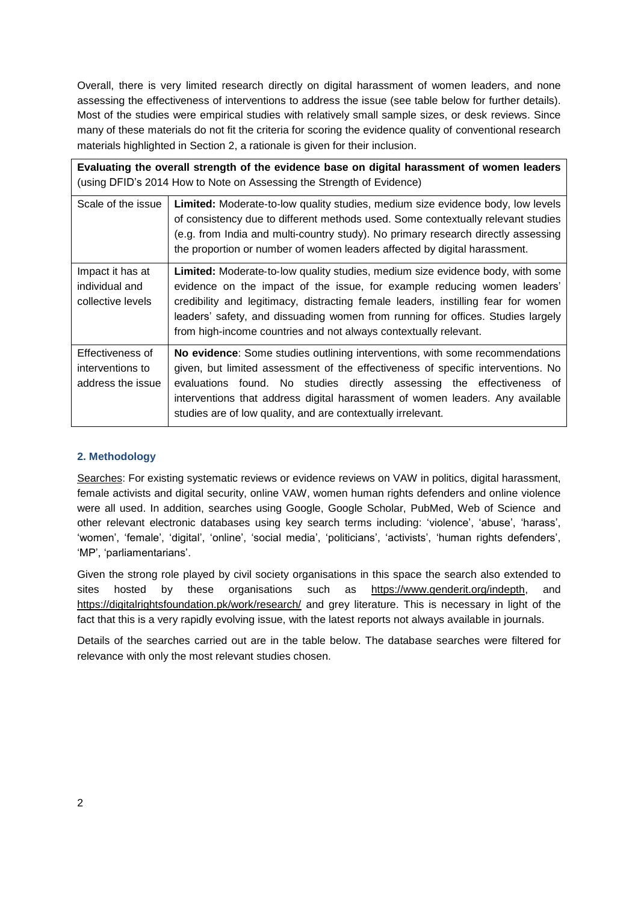Overall, there is very limited research directly on digital harassment of women leaders, and none assessing the effectiveness of interventions to address the issue (see table below for further details). Most of the studies were empirical studies with relatively small sample sizes, or desk reviews. Since many of these materials do not fit the criteria for scoring the evidence quality of conventional research materials highlighted in Section 2, a rationale is given for their inclusion.

| **Evaluating the overall strength of the evidence base on digital harassment of women leaders** (using DFID's 2014 How to Note on Assessing the Strength of Evidence) | |
|---|---|
| Scale of the issue | **Limited:** Moderate-to-low quality studies, medium size evidence body, low levels of consistency due to different methods used. Some contextually relevant studies (e.g. from India and multi-country study). No primary research directly assessing the proportion or number of women leaders affected by digital harassment. |
| Impact it has at individual and collective levels | **Limited:** Moderate-to-low quality studies, medium size evidence body, with some evidence on the impact of the issue, for example reducing women leaders' credibility and legitimacy, distracting female leaders, instilling fear for women leaders' safety, and dissuading women from running for offices. Studies largely from high-income countries and not always contextually relevant. |
| Effectiveness of interventions to address the issue | **No evidence**: Some studies outlining interventions, with some recommendations given, but limited assessment of the effectiveness of specific interventions. No evaluations found. No studies directly assessing the effectiveness of interventions that address digital harassment of women leaders. Any available studies are of low quality, and are contextually irrelevant. |

## 2. Methodology

Searches: For existing systematic reviews or evidence reviews on VAW in politics, digital harassment, female activists and digital security, online VAW, women human rights defenders and online violence were all used. In addition, searches using Google, Google Scholar, PubMed, Web of Science and other relevant electronic databases using key search terms including: 'violence', 'abuse', 'harass', 'women', 'female', 'digital', 'online', 'social media', 'politicians', 'activists', 'human rights defenders', 'MP', 'parliamentarians'.

Given the strong role played by civil society organisations in this space the search also extended to sites hosted by these organisations such as https://www.genderit.org/indepth, and https://digitalrightsfoundation.pk/work/research/ and grey literature. This is necessary in light of the fact that this is a very rapidly evolving issue, with the latest reports not always available in journals.

Details of the searches carried out are in the table below. The database searches were filtered for relevance with only the most relevant studies chosen.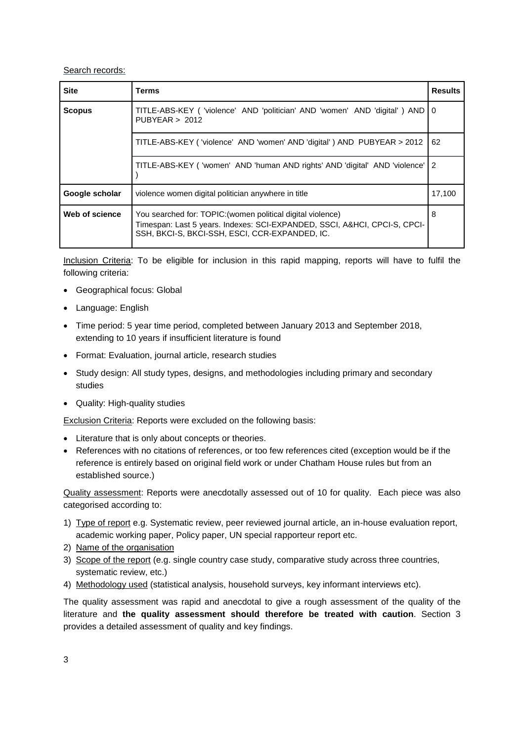Search records:

| Site | Terms | Results |
|---|---|---|
| **Scopus** | TITLE-ABS-KEY ( 'violence' AND 'politician' AND 'women' AND 'digital' ) AND PUBYEAR > 2012 | 0 |
| | TITLE-ABS-KEY ( 'violence' AND 'women' AND 'digital' ) AND PUBYEAR > 2012 | 62 |
| | TITLE-ABS-KEY ( 'women' AND 'human AND rights' AND 'digital' AND 'violence' ) | 2 |
| **Google scholar** | violence women digital politician anywhere in title | 17,100 |
| **Web of science** | You searched for: TOPIC:(women political digital violence) Timespan: Last 5 years. Indexes: SCI-EXPANDED, SSCI, A&HCI, CPCI-S, CPCI-SSH, BKCI-S, BKCI-SSH, ESCI, CCR-EXPANDED, IC. | 8 |

Inclusion Criteria: To be eligible for inclusion in this rapid mapping, reports will have to fulfil the following criteria:

- Geographical focus: Global
- Language: English
- Time period: 5 year time period, completed between January 2013 and September 2018, extending to 10 years if insufficient literature is found
- Format: Evaluation, journal article, research studies
- Study design: All study types, designs, and methodologies including primary and secondary studies
- Quality: High-quality studies

Exclusion Criteria: Reports were excluded on the following basis:

- Literature that is only about concepts or theories.
- References with no citations of references, or too few references cited (exception would be if the reference is entirely based on original field work or under Chatham House rules but from an established source.)

Quality assessment: Reports were anecdotally assessed out of 10 for quality. Each piece was also categorised according to:

1) Type of report e.g. Systematic review, peer reviewed journal article, an in-house evaluation report, academic working paper, Policy paper, UN special rapporteur report etc.
2) Name of the organisation
3) Scope of the report (e.g. single country case study, comparative study across three countries, systematic review, etc.)
4) Methodology used (statistical analysis, household surveys, key informant interviews etc).

The quality assessment was rapid and anecdotal to give a rough assessment of the quality of the literature and **the quality assessment should therefore be treated with caution**. Section 3 provides a detailed assessment of quality and key findings.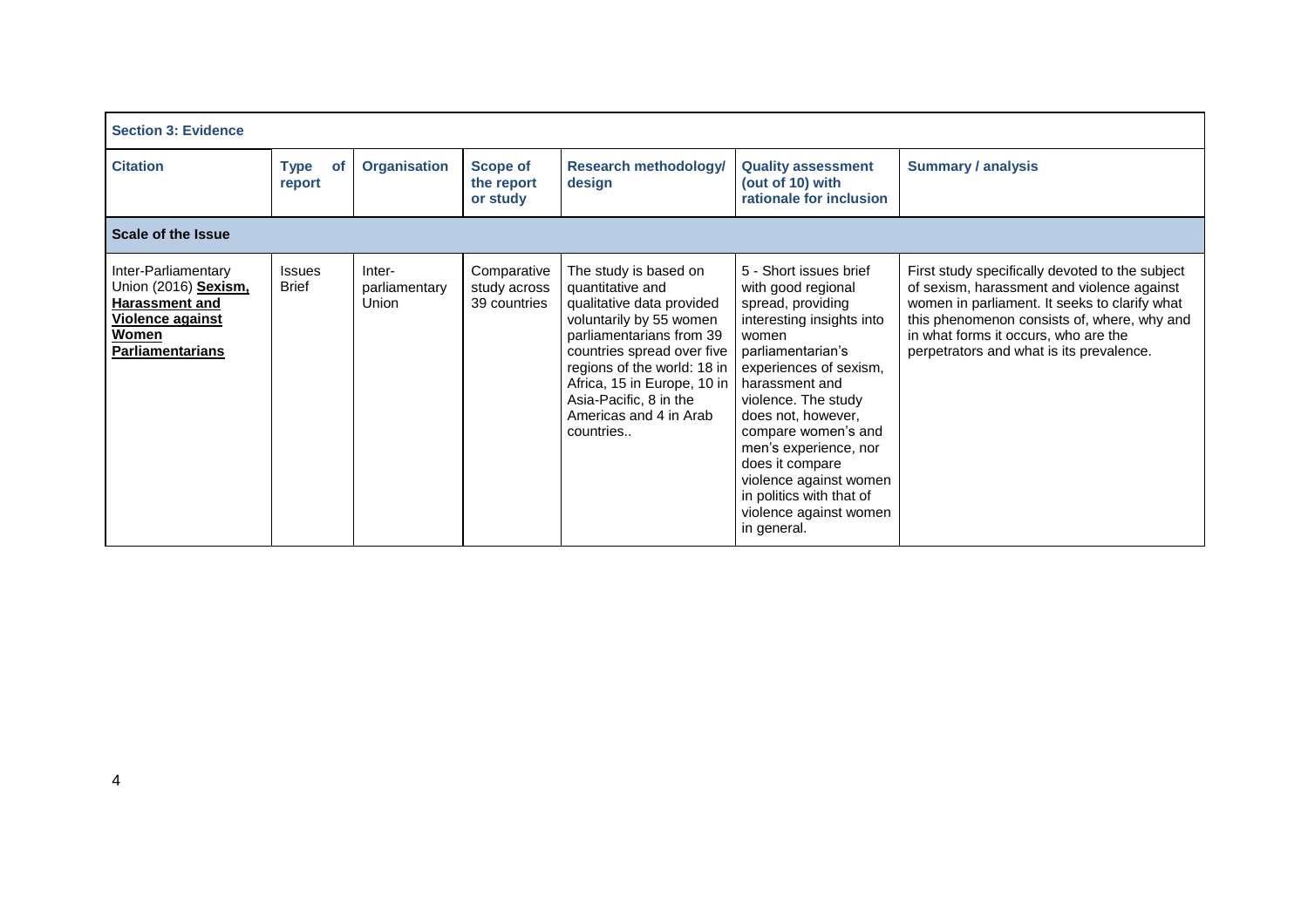| Section 3: Evidence | | | | | | |
|---|---|---|---|---|---|---|
| **Citation** | **Type of report** | **Organisation** | **Scope of the report or study** | **Research methodology/ design** | **Quality assessment (out of 10) with rationale for inclusion** | **Summary / analysis** |
| **Scale of the Issue** | | | | | | |
| Inter-Parliamentary Union (2016) **Sexism, Harassment and Violence against Women Parliamentarians** | Issues Brief | Inter-parliamentary Union | Comparative study across 39 countries | The study is based on quantitative and qualitative data provided voluntarily by 55 women parliamentarians from 39 countries spread over five regions of the world: 18 in Africa, 15 in Europe, 10 in Asia-Pacific, 8 in the Americas and 4 in Arab countries.. | 5 - Short issues brief with good regional spread, providing interesting insights into women parliamentarian's experiences of sexism, harassment and violence. The study does not, however, compare women's and men's experience, nor does it compare violence against women in politics with that of violence against women in general. | First study specifically devoted to the subject of sexism, harassment and violence against women in parliament. It seeks to clarify what this phenomenon consists of, where, why and in what forms it occurs, who are the perpetrators and what is its prevalence. |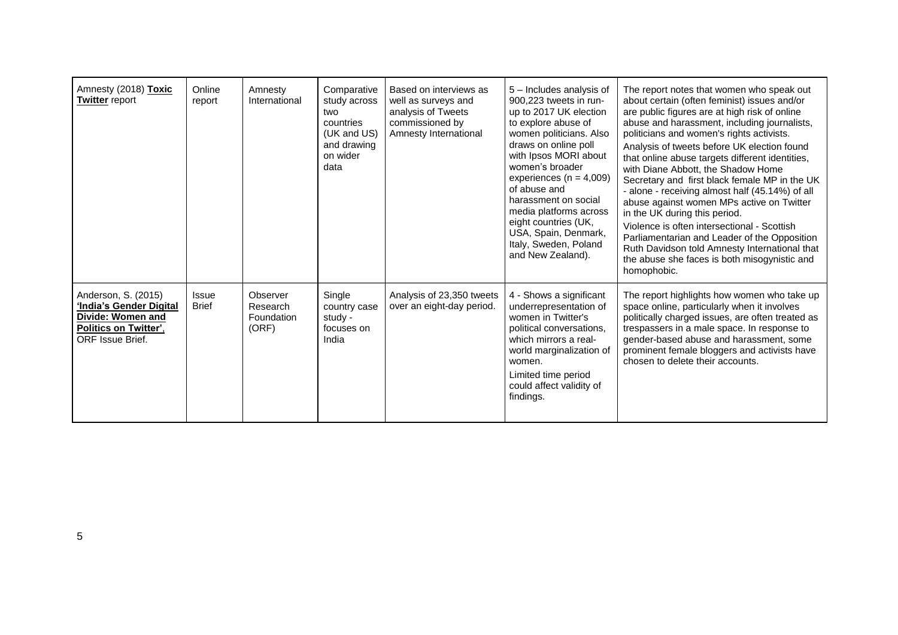| Amnesty (2018) **Toxic Twitter** report | Online report | Amnesty International | Comparative study across two countries (UK and US) and drawing on wider data | Based on interviews as well as surveys and analysis of Tweets commissioned by Amnesty International | 5 – Includes analysis of 900,223 tweets in run-up to 2017 UK election to explore abuse of women politicians. Also draws on online poll with Ipsos MORI about women's broader experiences (n = 4,009) of abuse and harassment on social media platforms across eight countries (UK, USA, Spain, Denmark, Italy, Sweden, Poland and New Zealand). | The report notes that women who speak out about certain (often feminist) issues and/or are public figures are at high risk of online abuse and harassment, including journalists, politicians and women's rights activists. Analysis of tweets before UK election found that online abuse targets different identities, with Diane Abbott, the Shadow Home Secretary and first black female MP in the UK - alone - receiving almost half (45.14%) of all abuse against women MPs active on Twitter in the UK during this period. Violence is often intersectional - Scottish Parliamentarian and Leader of the Opposition Ruth Davidson told Amnesty International that the abuse she faces is both misogynistic and homophobic. |
|---|---|---|---|---|---|---|
| Anderson, S. (2015) **'India's Gender Digital Divide: Women and Politics on Twitter'**, ORF Issue Brief. | Issue Brief | Observer Research Foundation (ORF) | Single country case study - focuses on India | Analysis of 23,350 tweets over an eight-day period. | 4 - Shows a significant underrepresentation of women in Twitter's political conversations, which mirrors a real-world marginalization of women. Limited time period could affect validity of findings. | The report highlights how women who take up space online, particularly when it involves politically charged issues, are often treated as trespassers in a male space. In response to gender-based abuse and harassment, some prominent female bloggers and activists have chosen to delete their accounts. |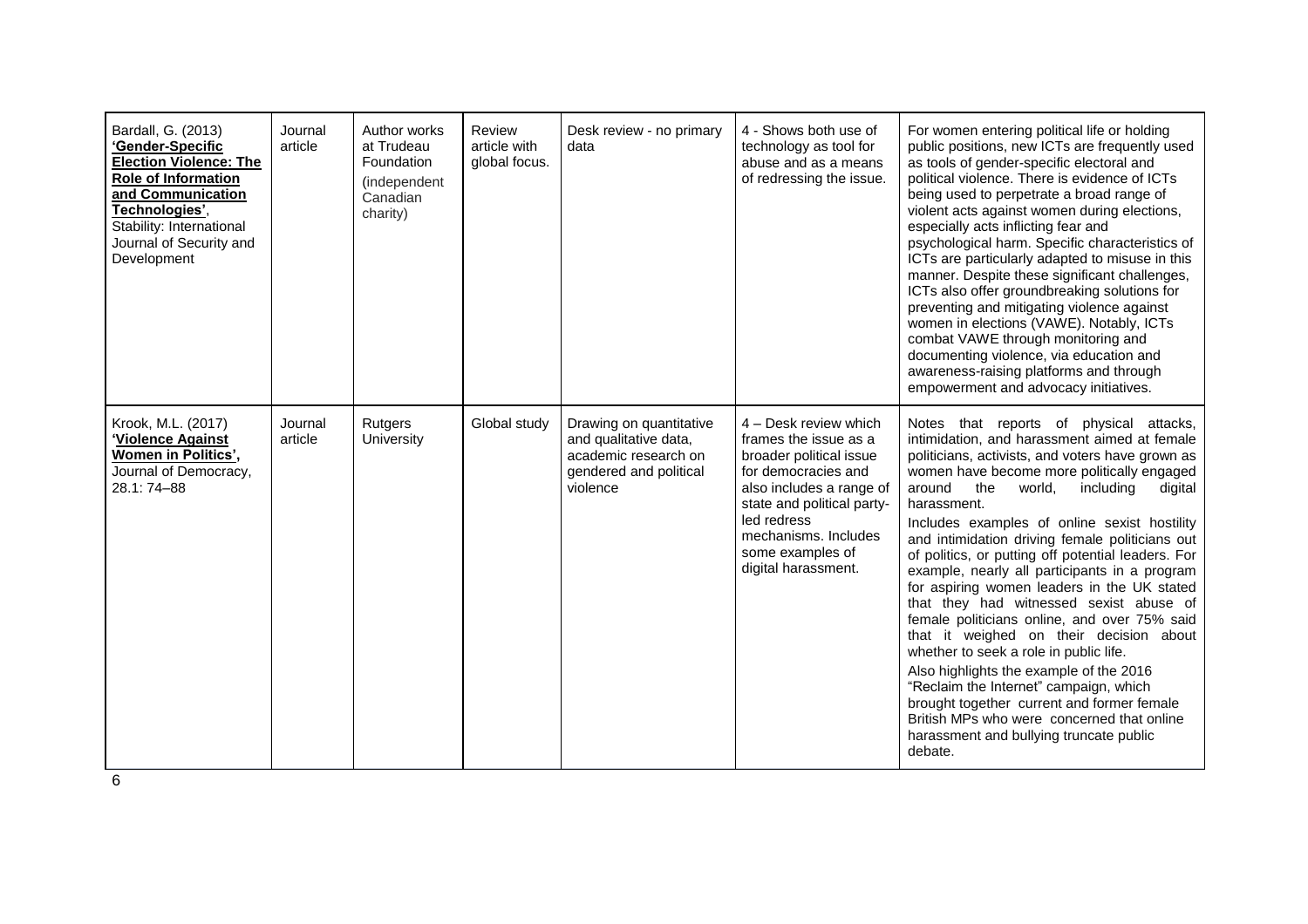| | | | | | | |
|---|---|---|---|---|---|---|
| Bardall, G. (2013) **'Gender-Specific Election Violence: The Role of Information and Communication Technologies'**, Stability: International Journal of Security and Development | Journal article | Author works at Trudeau Foundation (independent Canadian charity) | Review article with global focus. | Desk review - no primary data | 4 - Shows both use of technology as tool for abuse and as a means of redressing the issue. | For women entering political life or holding public positions, new ICTs are frequently used as tools of gender-specific electoral and political violence. There is evidence of ICTs being used to perpetrate a broad range of violent acts against women during elections, especially acts inflicting fear and psychological harm. Specific characteristics of ICTs are particularly adapted to misuse in this manner. Despite these significant challenges, ICTs also offer groundbreaking solutions for preventing and mitigating violence against women in elections (VAWE). Notably, ICTs combat VAWE through monitoring and documenting violence, via education and awareness-raising platforms and through empowerment and advocacy initiatives. |
| Krook, M.L. (2017) **'Violence Against Women in Politics'**, Journal of Democracy, 28.1: 74–88 | Journal article | Rutgers University | Global study | Drawing on quantitative and qualitative data, academic research on gendered and political violence | 4 – Desk review which frames the issue as a broader political issue for democracies and also includes a range of state and political party-led redress mechanisms. Includes some examples of digital harassment. | Notes that reports of physical attacks, intimidation, and harassment aimed at female politicians, activists, and voters have grown as women have become more politically engaged around the world, including digital harassment.<br><br>Includes examples of online sexist hostility and intimidation driving female politicians out of politics, or putting off potential leaders. For example, nearly all participants in a program for aspiring women leaders in the UK stated that they had witnessed sexist abuse of female politicians online, and over 75% said that it weighed on their decision about whether to seek a role in public life.<br><br>Also highlights the example of the 2016 "Reclaim the Internet" campaign, which brought together current and former female British MPs who were concerned that online harassment and bullying truncate public debate. |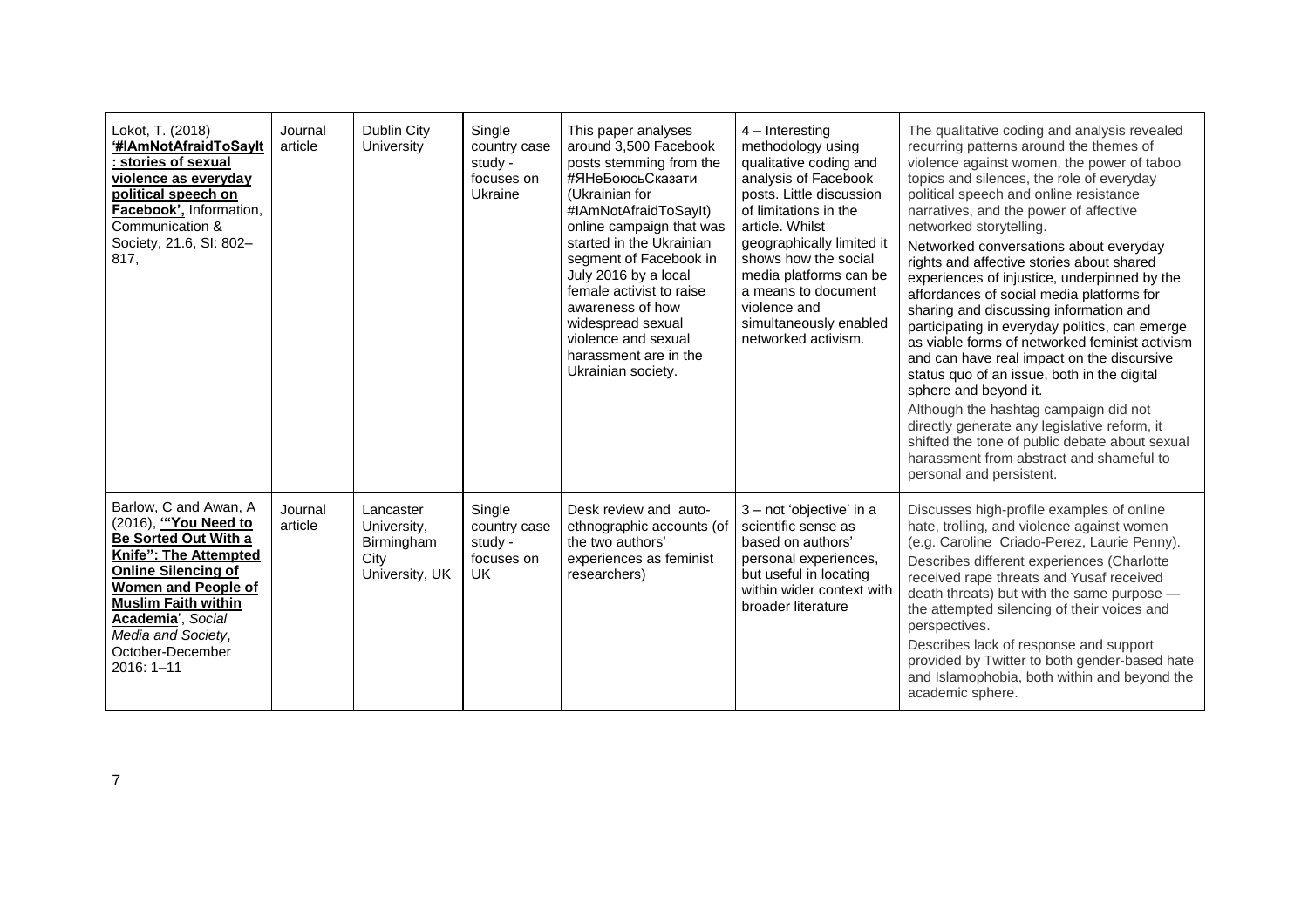| | | | | | | |
|---|---|---|---|---|---|---|
| Lokot, T. (2018) '**#IAmNotAfraidToSayIt : stories of sexual violence as everyday political speech on Facebook',** Information, Communication & Society, 21.6, SI: 802–817, | Journal article | Dublin City University | Single country case study - focuses on Ukraine | This paper analyses around 3,500 Facebook posts stemming from the #ЯНеБоюсьСказати (Ukrainian for #IAmNotAfraidToSayIt) online campaign that was started in the Ukrainian segment of Facebook in July 2016 by a local female activist to raise awareness of how widespread sexual violence and sexual harassment are in the Ukrainian society. | 4 – Interesting methodology using qualitative coding and analysis of Facebook posts. Little discussion of limitations in the article. Whilst geographically limited it shows how the social media platforms can be a means to document violence and simultaneously enabled networked activism. | The qualitative coding and analysis revealed recurring patterns around the themes of violence against women, the power of taboo topics and silences, the role of everyday political speech and online resistance narratives, and the power of affective networked storytelling.<br><br>Networked conversations about everyday rights and affective stories about shared experiences of injustice, underpinned by the affordances of social media platforms for sharing and discussing information and participating in everyday politics, can emerge as viable forms of networked feminist activism and can have real impact on the discursive status quo of an issue, both in the digital sphere and beyond it.<br><br>Although the hashtag campaign did not directly generate any legislative reform, it shifted the tone of public debate about sexual harassment from abstract and shameful to personal and persistent. |
| Barlow, C and Awan, A (2016), **'"You Need to Be Sorted Out With a Knife": The Attempted Online Silencing of Women and People of Muslim Faith within Academia**', *Social Media and Society*, October-December 2016: 1–11 | Journal article | Lancaster University, Birmingham City University, UK | Single country case study - focuses on UK | Desk review and auto-ethnographic accounts (of the two authors' experiences as feminist researchers) | 3 – not 'objective' in a scientific sense as based on authors' personal experiences, but useful in locating within wider context with broader literature | Discusses high-profile examples of online hate, trolling, and violence against women (e.g. Caroline Criado-Perez, Laurie Penny).<br><br>Describes different experiences (Charlotte received rape threats and Yusaf received death threats) but with the same purpose — the attempted silencing of their voices and perspectives.<br><br>Describes lack of response and support provided by Twitter to both gender-based hate and Islamophobia, both within and beyond the academic sphere. |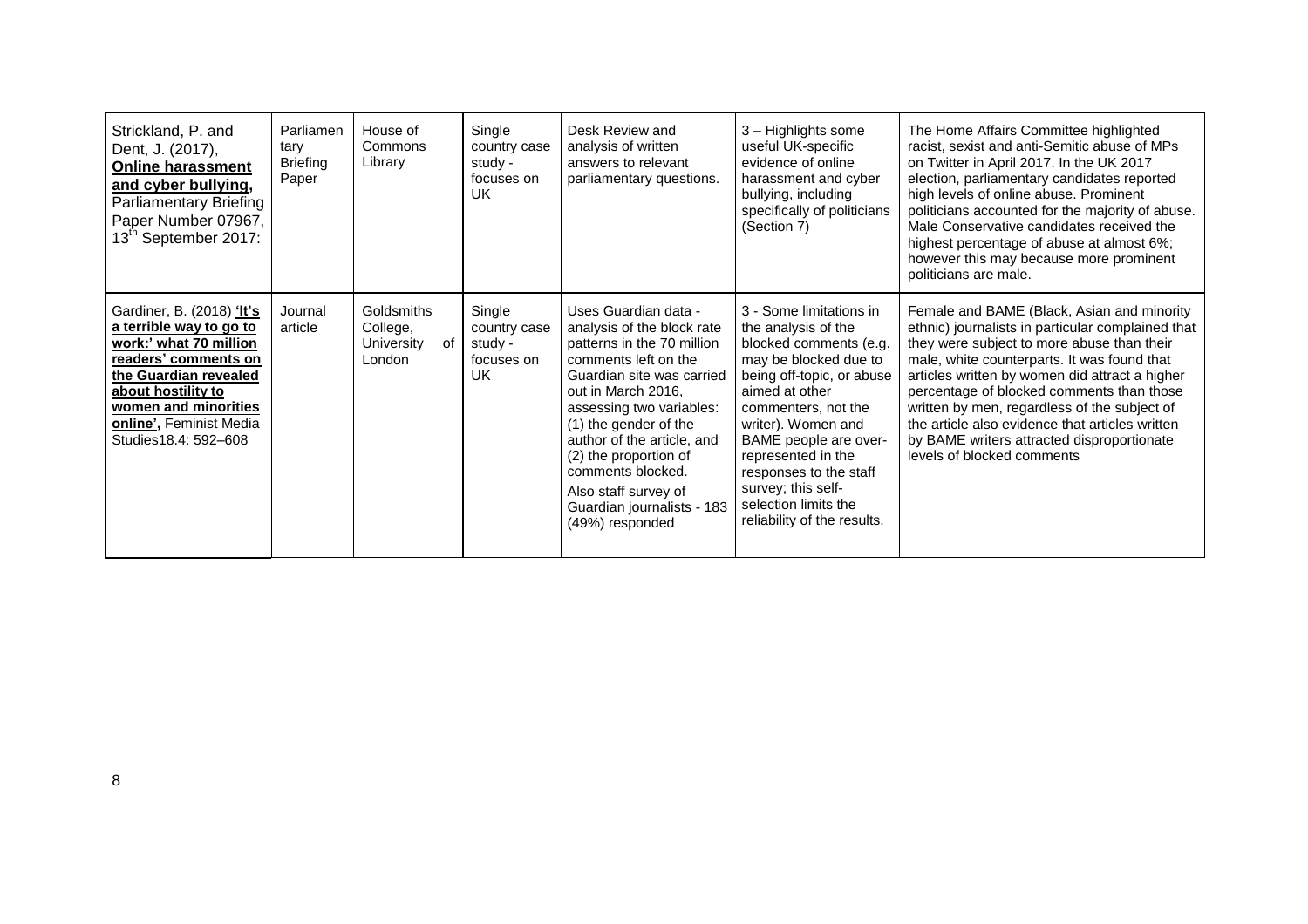| | | | | | | |
|---|---|---|---|---|---|---|
| Strickland, P. and Dent, J. (2017), **Online harassment and cyber bullying,** Parliamentary Briefing Paper Number 07967, 13th September 2017: | Parliamentary Briefing Paper | House of Commons Library | Single country case study - focuses on UK | Desk Review and analysis of written answers to relevant parliamentary questions. | 3 – Highlights some useful UK-specific evidence of online harassment and cyber bullying, including specifically of politicians (Section 7) | The Home Affairs Committee highlighted racist, sexist and anti-Semitic abuse of MPs on Twitter in April 2017. In the UK 2017 election, parliamentary candidates reported high levels of online abuse. Prominent politicians accounted for the majority of abuse. Male Conservative candidates received the highest percentage of abuse at almost 6%; however this may because more prominent politicians are male. |
| Gardiner, B. (2018) **'It's a terrible way to go to work:' what 70 million readers' comments on the Guardian revealed about hostility to women and minorities online',** Feminist Media Studies18.4: 592–608 | Journal article | Goldsmiths College, University of London | Single country case study - focuses on UK | Uses Guardian data - analysis of the block rate patterns in the 70 million comments left on the Guardian site was carried out in March 2016, assessing two variables: (1) the gender of the author of the article, and (2) the proportion of comments blocked. Also staff survey of Guardian journalists - 183 (49%) responded | 3 - Some limitations in the analysis of the blocked comments (e.g. may be blocked due to being off-topic, or abuse aimed at other commenters, not the writer). Women and BAME people are over-represented in the responses to the staff survey; this self-selection limits the reliability of the results. | Female and BAME (Black, Asian and minority ethnic) journalists in particular complained that they were subject to more abuse than their male, white counterparts. It was found that articles written by women did attract a higher percentage of blocked comments than those written by men, regardless of the subject of the article also evidence that articles written by BAME writers attracted disproportionate levels of blocked comments |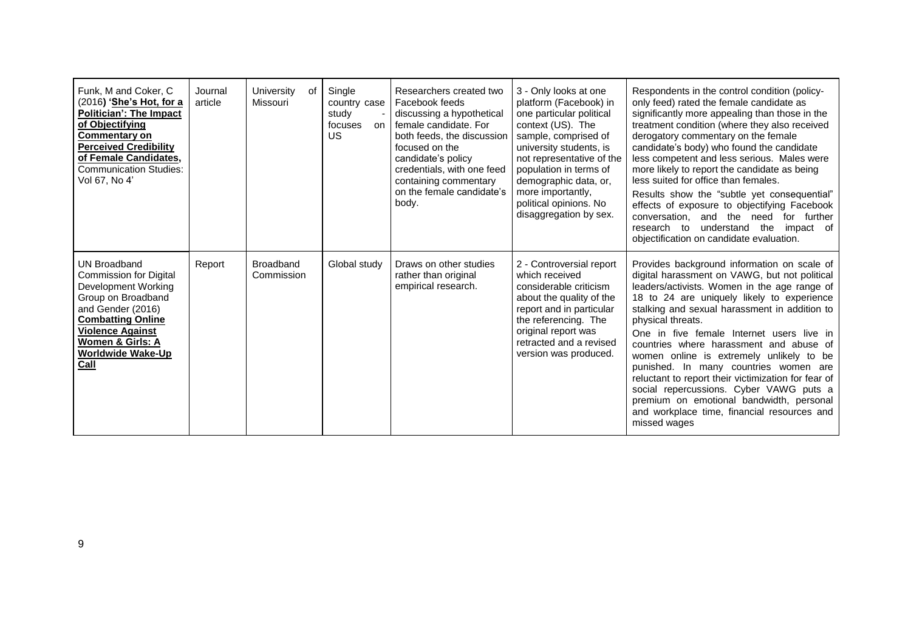| | | | | | | |
|---|---|---|---|---|---|---|
| Funk, M and Coker, C (2016) **'She's Hot, for a Politician': The Impact of Objectifying Commentary on Perceived Credibility of Female Candidates,** Communication Studies: Vol 67, No 4' | Journal article | University of Missouri | Single country case study - focuses on US | Researchers created two Facebook feeds discussing a hypothetical female candidate. For both feeds, the discussion focused on the candidate's policy credentials, with one feed containing commentary on the female candidate's body. | 3 - Only looks at one platform (Facebook) in one particular political context (US). The sample, comprised of university students, is not representative of the population in terms of demographic data, or, more importantly, political opinions. No disaggregation by sex. | Respondents in the control condition (policy-only feed) rated the female candidate as significantly more appealing than those in the treatment condition (where they also received derogatory commentary on the female candidate's body) who found the candidate less competent and less serious. Males were more likely to report the candidate as being less suited for office than females.<br>Results show the "subtle yet consequential" effects of exposure to objectifying Facebook conversation, and the need for further research to understand the impact of objectification on candidate evaluation. |
| UN Broadband Commission for Digital Development Working Group on Broadband and Gender (2016) **Combatting Online Violence Against Women & Girls: A Worldwide Wake-Up Call** | Report | Broadband Commission | Global study | Draws on other studies rather than original empirical research. | 2 - Controversial report which received considerable criticism about the quality of the report and in particular the referencing. The original report was retracted and a revised version was produced. | Provides background information on scale of digital harassment on VAWG, but not political leaders/activists. Women in the age range of 18 to 24 are uniquely likely to experience stalking and sexual harassment in addition to physical threats.<br>One in five female Internet users live in countries where harassment and abuse of women online is extremely unlikely to be punished. In many countries women are reluctant to report their victimization for fear of social repercussions. Cyber VAWG puts a premium on emotional bandwidth, personal and workplace time, financial resources and missed wages |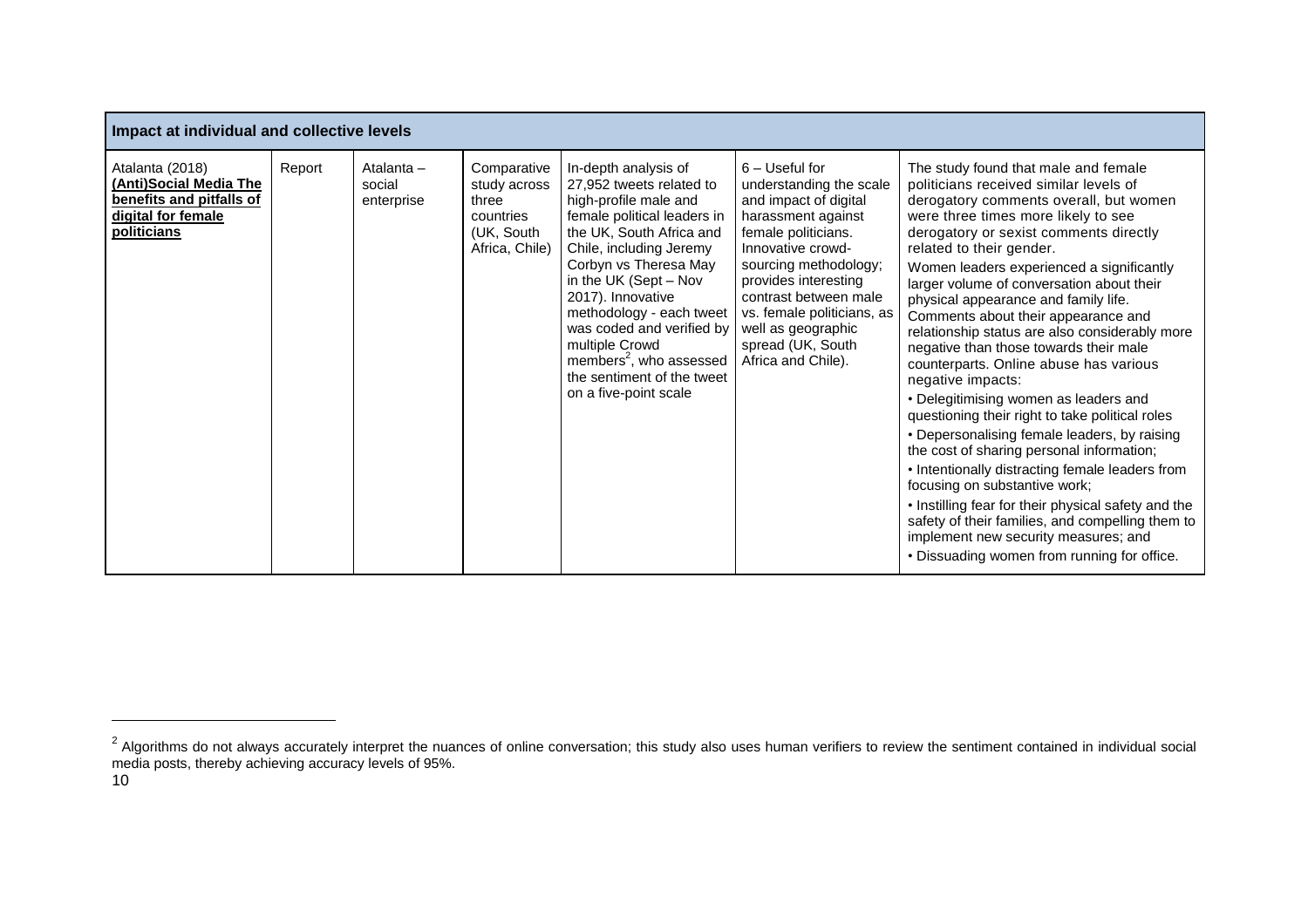| Impact at individual and collective levels | | | | | | |
|---|---|---|---|---|---|---|
| Atalanta (2018) **(Anti)Social Media The benefits and pitfalls of digital for female politicians** | Report | Atalanta – social enterprise | Comparative study across three countries (UK, South Africa, Chile) | In-depth analysis of 27,952 tweets related to high-profile male and female political leaders in the UK, South Africa and Chile, including Jeremy Corbyn vs Theresa May in the UK (Sept – Nov 2017). Innovative methodology - each tweet was coded and verified by multiple Crowd members[2], who assessed the sentiment of the tweet on a five-point scale | 6 – Useful for understanding the scale and impact of digital harassment against female politicians. Innovative crowd-sourcing methodology; provides interesting contrast between male vs. female politicians, as well as geographic spread (UK, South Africa and Chile). | The study found that male and female politicians received similar levels of derogatory comments overall, but women were three times more likely to see derogatory or sexist comments directly related to their gender. Women leaders experienced a significantly larger volume of conversation about their physical appearance and family life. Comments about their appearance and relationship status are also considerably more negative than those towards their male counterparts. Online abuse has various negative impacts: • Delegitimising women as leaders and questioning their right to take political roles • Depersonalising female leaders, by raising the cost of sharing personal information; • Intentionally distracting female leaders from focusing on substantive work; • Instilling fear for their physical safety and the safety of their families, and compelling them to implement new security measures; and • Dissuading women from running for office. |

[2] Algorithms do not always accurately interpret the nuances of online conversation; this study also uses human verifiers to review the sentiment contained in individual social media posts, thereby achieving accuracy levels of 95%.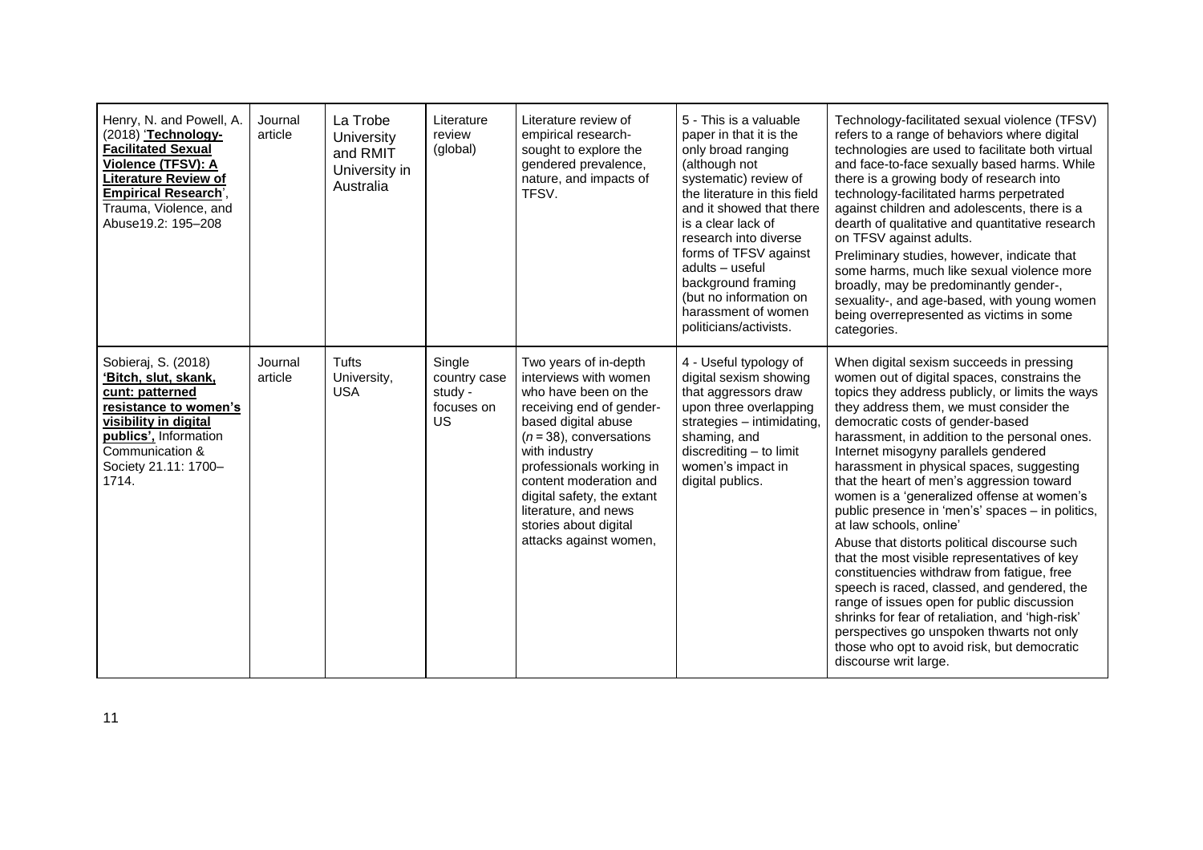| | | | | | | |
|---|---|---|---|---|---|---|
| Henry, N. and Powell, A. (2018) '**Technology-Facilitated Sexual Violence (TFSV): A Literature Review of Empirical Research**', Trauma, Violence, and Abuse19.2: 195–208 | Journal article | La Trobe University and RMIT University in Australia | Literature review (global) | Literature review of empirical research-sought to explore the gendered prevalence, nature, and impacts of TFSV. | 5 - This is a valuable paper in that it is the only broad ranging (although not systematic) review of the literature in this field and it showed that there is a clear lack of research into diverse forms of TFSV against adults – useful background framing (but no information on harassment of women politicians/activists. | Technology-facilitated sexual violence (TFSV) refers to a range of behaviors where digital technologies are used to facilitate both virtual and face-to-face sexually based harms. While there is a growing body of research into technology-facilitated harms perpetrated against children and adolescents, there is a dearth of qualitative and quantitative research on TFSV against adults.<br>Preliminary studies, however, indicate that some harms, much like sexual violence more broadly, may be predominantly gender-, sexuality-, and age-based, with young women being overrepresented as victims in some categories. |
| Sobieraj, S. (2018) **'Bitch, slut, skank, cunt: patterned resistance to women's visibility in digital publics'**, Information Communication & Society 21.11: 1700–1714. | Journal article | Tufts University, USA | Single country case study - focuses on US | Two years of in-depth interviews with women who have been on the receiving end of gender-based digital abuse (*n* = 38), conversations with industry professionals working in content moderation and digital safety, the extant literature, and news stories about digital attacks against women, | 4 - Useful typology of digital sexism showing that aggressors draw upon three overlapping strategies – intimidating, shaming, and discrediting – to limit women's impact in digital publics. | When digital sexism succeeds in pressing women out of digital spaces, constrains the topics they address publicly, or limits the ways they address them, we must consider the democratic costs of gender-based harassment, in addition to the personal ones. Internet misogyny parallels gendered harassment in physical spaces, suggesting that the heart of men's aggression toward women is a 'generalized offense at women's public presence in 'men's' spaces – in politics, at law schools, online'<br>Abuse that distorts political discourse such that the most visible representatives of key constituencies withdraw from fatigue, free speech is raced, classed, and gendered, the range of issues open for public discussion shrinks for fear of retaliation, and 'high-risk' perspectives go unspoken thwarts not only those who opt to avoid risk, but democratic discourse writ large. |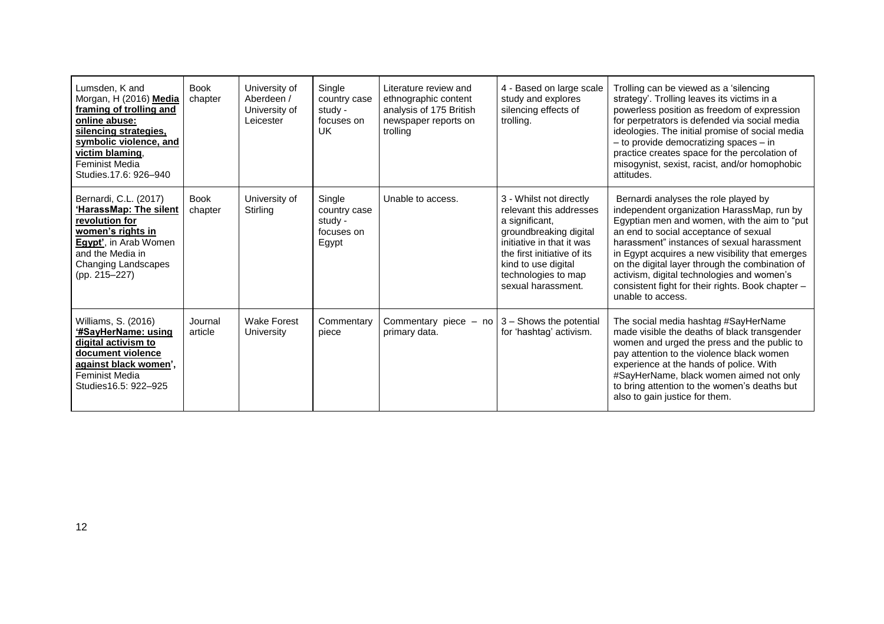| | | | | | | |
|---|---|---|---|---|---|---|
| Lumsden, K and Morgan, H (2016) **Media framing of trolling and online abuse: silencing strategies, symbolic violence, and victim blaming**, Feminist Media Studies.17.6: 926–940 | Book chapter | University of Aberdeen / University of Leicester | Single country case study - focuses on UK | Literature review and ethnographic content analysis of 175 British newspaper reports on trolling | 4 - Based on large scale study and explores silencing effects of trolling. | Trolling can be viewed as a 'silencing strategy'. Trolling leaves its victims in a powerless position as freedom of expression for perpetrators is defended via social media ideologies. The initial promise of social media – to provide democratizing spaces – in practice creates space for the percolation of misogynist, sexist, racist, and/or homophobic attitudes. |
| Bernardi, C.L. (2017) **'HarassMap: The silent revolution for women's rights in Egypt'**, in Arab Women and the Media in Changing Landscapes (pp. 215–227) | Book chapter | University of Stirling | Single country case study - focuses on Egypt | Unable to access. | 3 - Whilst not directly relevant this addresses a significant, groundbreaking digital initiative in that it was the first initiative of its kind to use digital technologies to map sexual harassment. | Bernardi analyses the role played by independent organization HarassMap, run by Egyptian men and women, with the aim to "put an end to social acceptance of sexual harassment" instances of sexual harassment in Egypt acquires a new visibility that emerges on the digital layer through the combination of activism, digital technologies and women's consistent fight for their rights. Book chapter – unable to access. |
| Williams, S. (2016) **'#SayHerName: using digital activism to document violence against black women'**, Feminist Media Studies16.5: 922–925 | Journal article | Wake Forest University | Commentary piece | Commentary piece – no primary data. | 3 – Shows the potential for 'hashtag' activism. | The social media hashtag #SayHerName made visible the deaths of black transgender women and urged the press and the public to pay attention to the violence black women experience at the hands of police. With #SayHerName, black women aimed not only to bring attention to the women's deaths but also to gain justice for them. |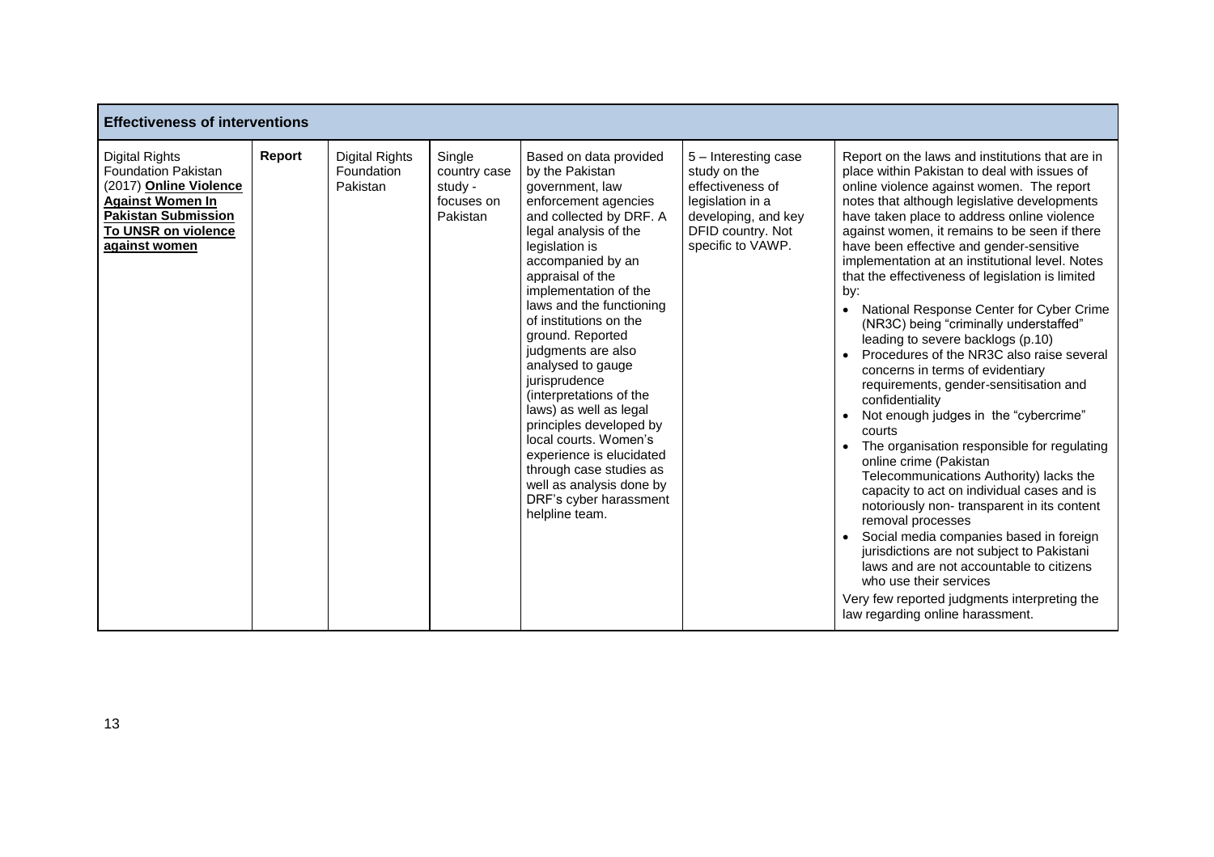| Effectiveness of interventions | | | | | | |
|---|---|---|---|---|---|---|
| Digital Rights Foundation Pakistan (2017) **Online Violence Against Women In Pakistan Submission To UNSR on violence against women** | **Report** | Digital Rights Foundation Pakistan | Single country case study - focuses on Pakistan | Based on data provided by the Pakistan government, law enforcement agencies and collected by DRF. A legal analysis of the legislation is accompanied by an appraisal of the implementation of the laws and the functioning of institutions on the ground. Reported judgments are also analysed to gauge jurisprudence (interpretations of the laws) as well as legal principles developed by local courts. Women's experience is elucidated through case studies as well as analysis done by DRF's cyber harassment helpline team. | 5 – Interesting case study on the effectiveness of legislation in a developing, and key DFID country. Not specific to VAWP. | Report on the laws and institutions that are in place within Pakistan to deal with issues of online violence against women. The report notes that although legislative developments have taken place to address online violence against women, it remains to be seen if there have been effective and gender-sensitive implementation at an institutional level. Notes that the effectiveness of legislation is limited by:<br>• National Response Center for Cyber Crime (NR3C) being "criminally understaffed" leading to severe backlogs (p.10)<br>• Procedures of the NR3C also raise several concerns in terms of evidentiary requirements, gender-sensitisation and confidentiality<br>• Not enough judges in the "cybercrime" courts<br>• The organisation responsible for regulating online crime (Pakistan Telecommunications Authority) lacks the capacity to act on individual cases and is notoriously non- transparent in its content removal processes<br>• Social media companies based in foreign jurisdictions are not subject to Pakistani laws and are not accountable to citizens who use their services<br>Very few reported judgments interpreting the law regarding online harassment. |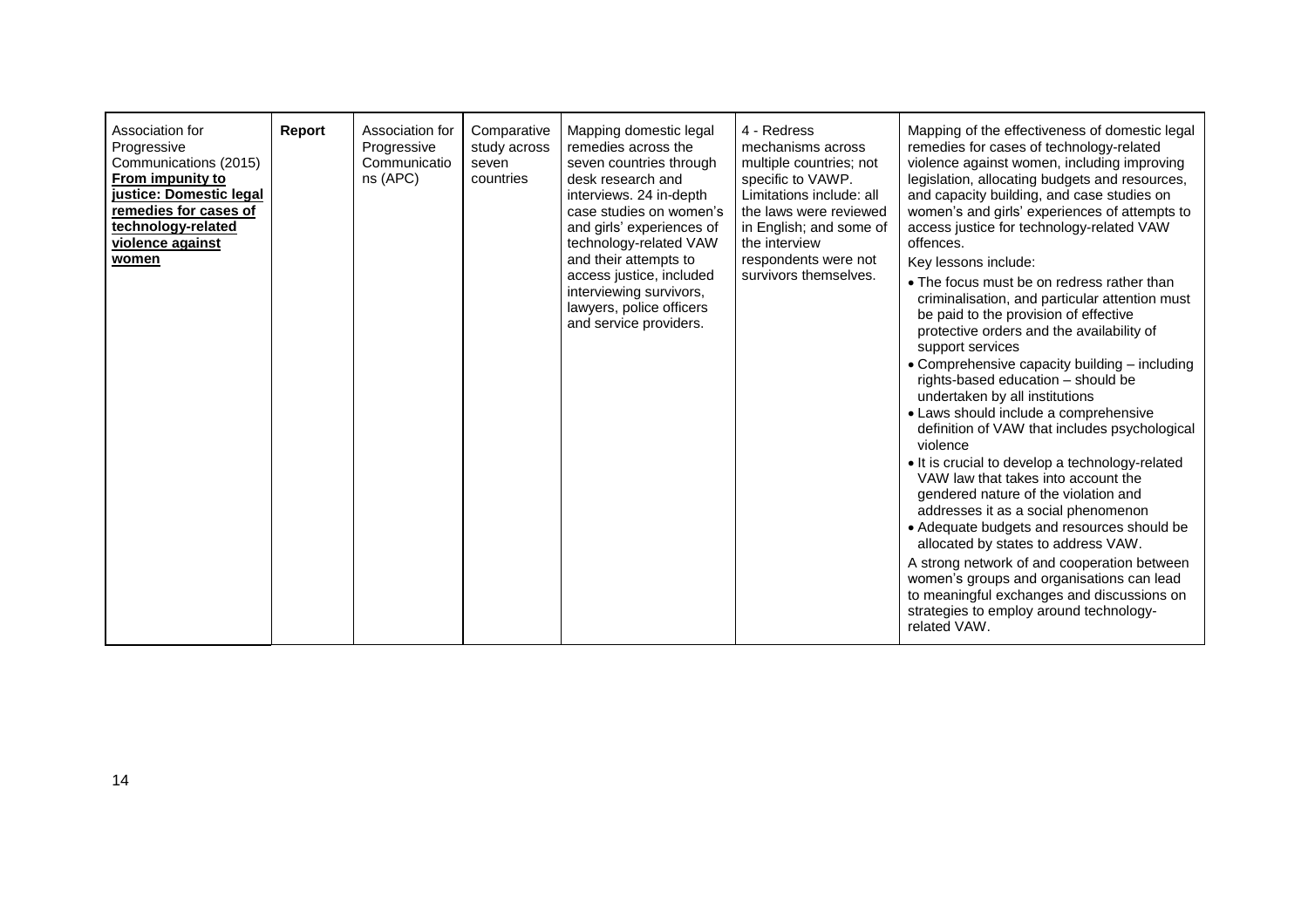| | | | | | | |
|---|---|---|---|---|---|---|
| Association for Progressive Communications (2015) **From impunity to justice: Domestic legal remedies for cases of technology-related violence against women** | **Report** | Association for Progressive Communications (APC) | Comparative study across seven countries | Mapping domestic legal remedies across the seven countries through desk research and interviews. 24 in-depth case studies on women's and girls' experiences of technology-related VAW and their attempts to access justice, included interviewing survivors, lawyers, police officers and service providers. | 4 - Redress mechanisms across multiple countries; not specific to VAWP. Limitations include: all the laws were reviewed in English; and some of the interview respondents were not survivors themselves. | Mapping of the effectiveness of domestic legal remedies for cases of technology-related violence against women, including improving legislation, allocating budgets and resources, and capacity building, and case studies on women's and girls' experiences of attempts to access justice for technology-related VAW offences.<br>Key lessons include:<br>• The focus must be on redress rather than criminalisation, and particular attention must be paid to the provision of effective protective orders and the availability of support services<br>• Comprehensive capacity building – including rights-based education – should be undertaken by all institutions<br>• Laws should include a comprehensive definition of VAW that includes psychological violence<br>• It is crucial to develop a technology-related VAW law that takes into account the gendered nature of the violation and addresses it as a social phenomenon<br>• Adequate budgets and resources should be allocated by states to address VAW.<br>A strong network of and cooperation between women's groups and organisations can lead to meaningful exchanges and discussions on strategies to employ around technology-related VAW. |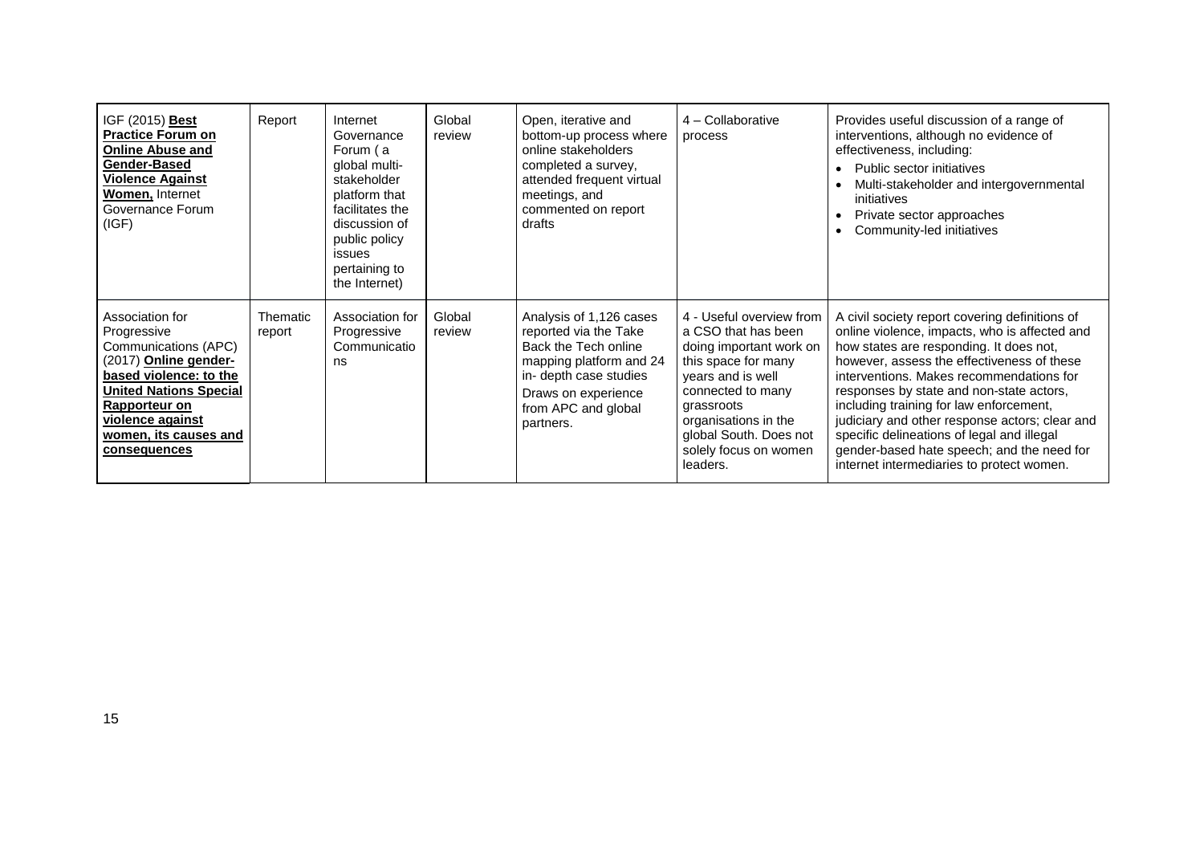| | | | | | | |
|---|---|---|---|---|---|---|
| IGF (2015) **Best Practice Forum on Online Abuse and Gender-Based Violence Against Women,** Internet Governance Forum (IGF) | Report | Internet Governance Forum ( a global multi-stakeholder platform that facilitates the discussion of public policy issues pertaining to the Internet) | Global review | Open, iterative and bottom-up process where online stakeholders completed a survey, attended frequent virtual meetings, and commented on report drafts | 4 – Collaborative process | Provides useful discussion of a range of interventions, although no evidence of effectiveness, including:<br>• Public sector initiatives<br>• Multi-stakeholder and intergovernmental initiatives<br>• Private sector approaches<br>• Community-led initiatives |
| Association for Progressive Communications (APC) (2017) **Online gender-based violence: to the United Nations Special Rapporteur on violence against women, its causes and consequences** | Thematic report | Association for Progressive Communications | Global review | Analysis of 1,126 cases reported via the Take Back the Tech online mapping platform and 24 in- depth case studies Draws on experience from APC and global partners. | 4 - Useful overview from a CSO that has been doing important work on this space for many years and is well connected to many grassroots organisations in the global South. Does not solely focus on women leaders. | A civil society report covering definitions of online violence, impacts, who is affected and how states are responding. It does not, however, assess the effectiveness of these interventions. Makes recommendations for responses by state and non-state actors, including training for law enforcement, judiciary and other response actors; clear and specific delineations of legal and illegal gender-based hate speech; and the need for internet intermediaries to protect women. |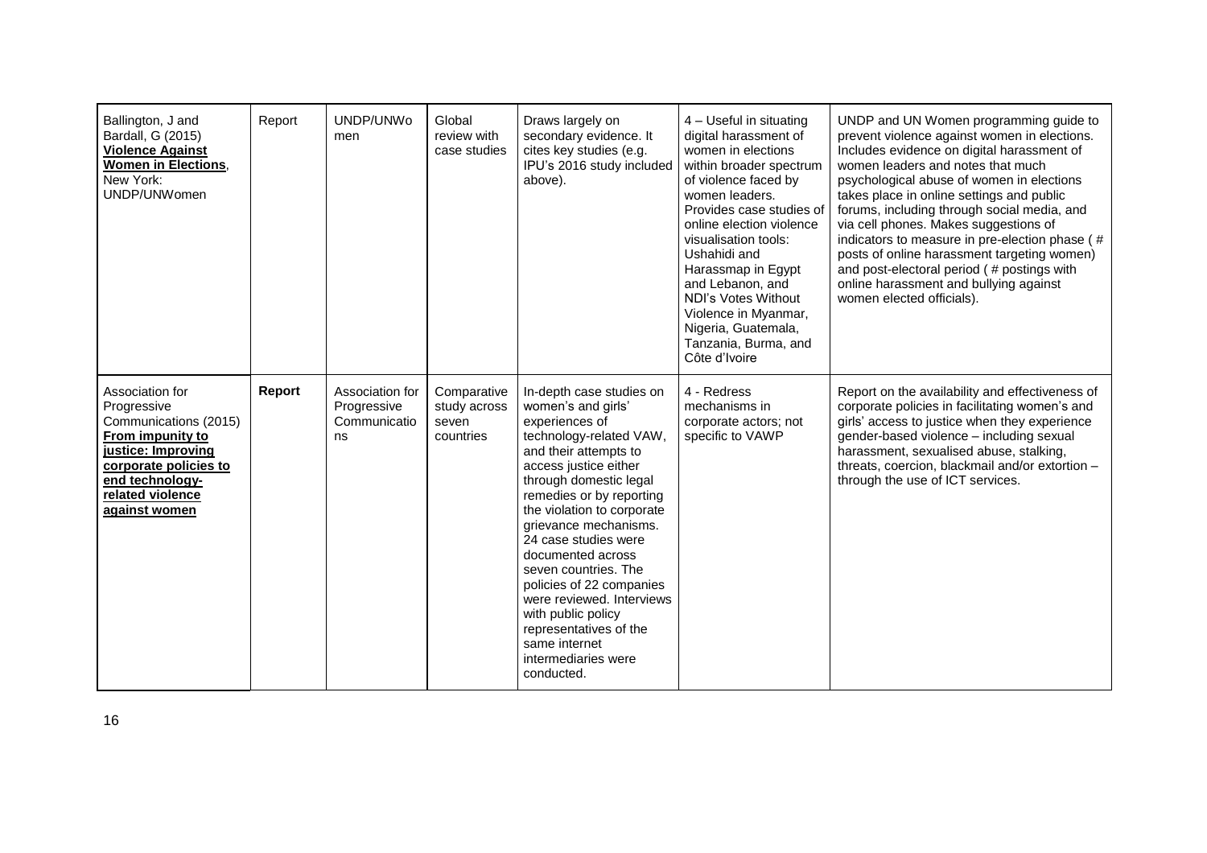| | | | | | | |
|---|---|---|---|---|---|---|
| Ballington, J and Bardall, G (2015) **Violence Against Women in Elections**, New York: UNDP/UNWomen | Report | UNDP/UNWomen | Global review with case studies | Draws largely on secondary evidence. It cites key studies (e.g. IPU's 2016 study included above). | 4 – Useful in situating digital harassment of women in elections within broader spectrum of violence faced by women leaders. Provides case studies of online election violence visualisation tools: Ushahidi and Harassmap in Egypt and Lebanon, and NDI's Votes Without Violence in Myanmar, Nigeria, Guatemala, Tanzania, Burma, and Côte d'Ivoire | UNDP and UN Women programming guide to prevent violence against women in elections. Includes evidence on digital harassment of women leaders and notes that much psychological abuse of women in elections takes place in online settings and public forums, including through social media, and via cell phones. Makes suggestions of indicators to measure in pre-election phase ( # posts of online harassment targeting women) and post-electoral period ( # postings with online harassment and bullying against women elected officials). |
| Association for Progressive Communications (2015) **From impunity to justice: Improving corporate policies to end technology-related violence against women** | **Report** | Association for Progressive Communications | Comparative study across seven countries | In-depth case studies on women's and girls' experiences of technology-related VAW, and their attempts to access justice either through domestic legal remedies or by reporting the violation to corporate grievance mechanisms. 24 case studies were documented across seven countries. The policies of 22 companies were reviewed. Interviews with public policy representatives of the same internet intermediaries were conducted. | 4 - Redress mechanisms in corporate actors; not specific to VAWP | Report on the availability and effectiveness of corporate policies in facilitating women's and girls' access to justice when they experience gender-based violence – including sexual harassment, sexualised abuse, stalking, threats, coercion, blackmail and/or extortion – through the use of ICT services. |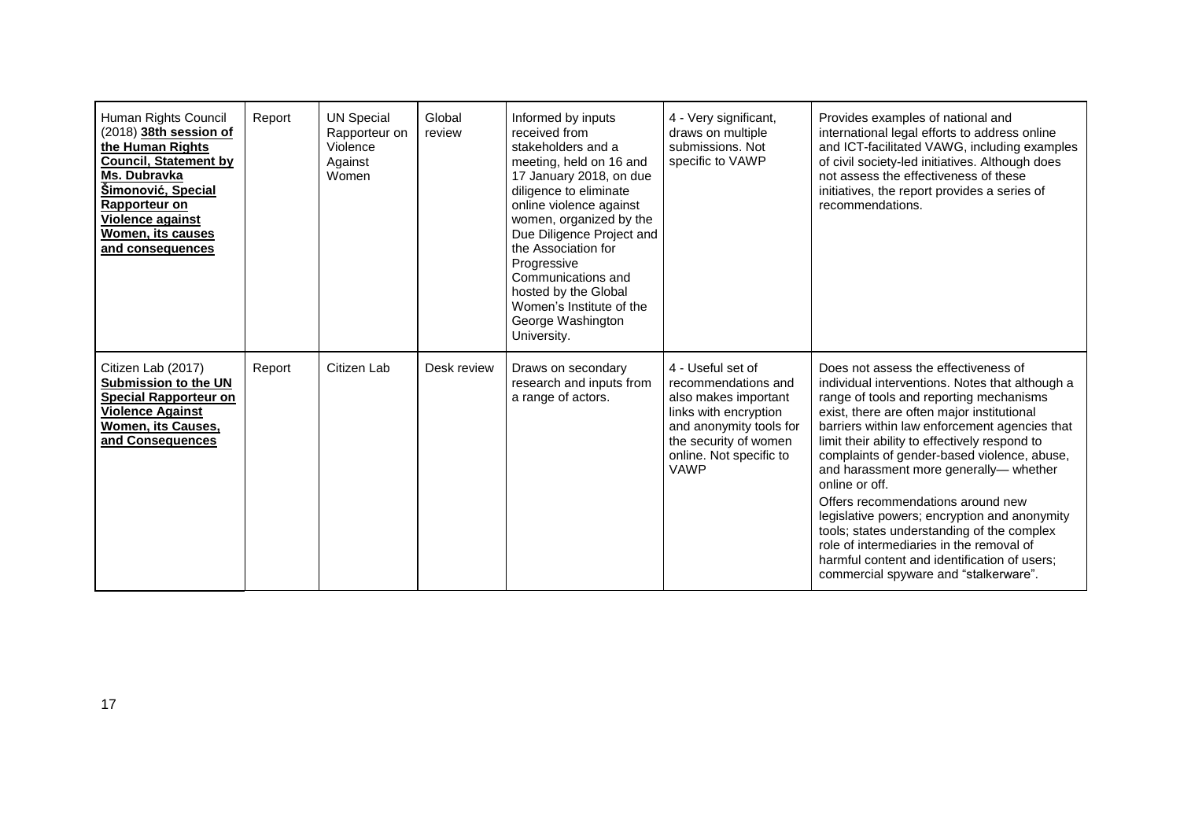| | | | | | | |
|---|---|---|---|---|---|---|
| Human Rights Council (2018) **38th session of the Human Rights Council, Statement by Ms. Dubravka Šimonović, Special Rapporteur on Violence against Women, its causes and consequences** | Report | UN Special Rapporteur on Violence Against Women | Global review | Informed by inputs received from stakeholders and a meeting, held on 16 and 17 January 2018, on due diligence to eliminate online violence against women, organized by the Due Diligence Project and the Association for Progressive Communications and hosted by the Global Women's Institute of the George Washington University. | 4 - Very significant, draws on multiple submissions. Not specific to VAWP | Provides examples of national and international legal efforts to address online and ICT-facilitated VAWG, including examples of civil society-led initiatives. Although does not assess the effectiveness of these initiatives, the report provides a series of recommendations. |
| Citizen Lab (2017) **Submission to the UN Special Rapporteur on Violence Against Women, its Causes, and Consequences** | Report | Citizen Lab | Desk review | Draws on secondary research and inputs from a range of actors. | 4 - Useful set of recommendations and also makes important links with encryption and anonymity tools for the security of women online. Not specific to VAWP | Does not assess the effectiveness of individual interventions. Notes that although a range of tools and reporting mechanisms exist, there are often major institutional barriers within law enforcement agencies that limit their ability to effectively respond to complaints of gender-based violence, abuse, and harassment more generally— whether online or off.<br><br>Offers recommendations around new legislative powers; encryption and anonymity tools; states understanding of the complex role of intermediaries in the removal of harmful content and identification of users; commercial spyware and "stalkerware". |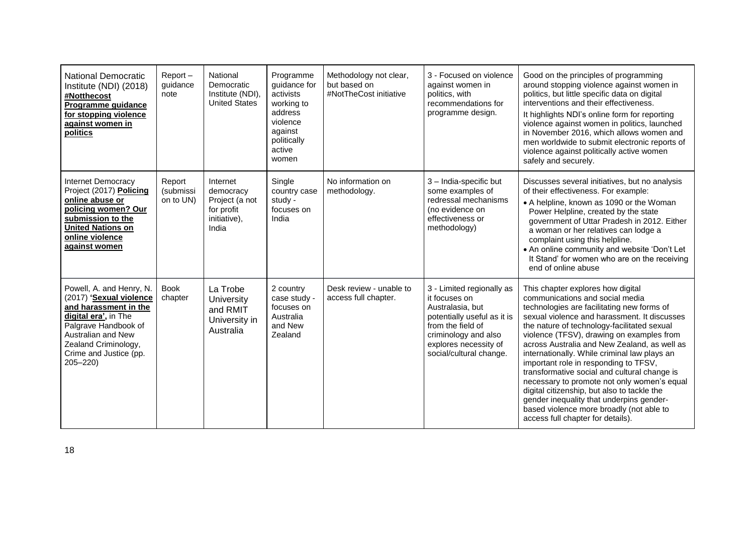| National Democratic Institute (NDI) (2018) **#Notthecost Programme guidance for stopping violence against women in politics** | Report – guidance note | National Democratic Institute (NDI), United States | Programme guidance for activists working to address violence against politically active women | Methodology not clear, but based on #NotTheCost initiative | 3 - Focused on violence against women in politics, with recommendations for programme design. | Good on the principles of programming around stopping violence against women in politics, but little specific data on digital interventions and their effectiveness.<br>It highlights NDI's online form for reporting violence against women in politics, launched in November 2016, which allows women and men worldwide to submit electronic reports of violence against politically active women safely and securely. |
|---|---|---|---|---|---|---|
| Internet Democracy Project (2017) **Policing online abuse or policing women? Our submission to the United Nations on online violence against women** | Report (submission to UN) | Internet democracy Project (a not for profit initiative), India | Single country case study - focuses on India | No information on methodology. | 3 – India-specific but some examples of redressal mechanisms (no evidence on effectiveness or methodology) | Discusses several initiatives, but no analysis of their effectiveness. For example:<br>• A helpline, known as 1090 or the Woman Power Helpline, created by the state government of Uttar Pradesh in 2012. Either a woman or her relatives can lodge a complaint using this helpline.<br>• An online community and website 'Don't Let It Stand' for women who are on the receiving end of online abuse |
| Powell, A. and Henry, N. (2017) **'Sexual violence and harassment in the digital era',** in The Palgrave Handbook of Australian and New Zealand Criminology, Crime and Justice (pp. 205–220) | Book chapter | La Trobe University and RMIT University in Australia | 2 country case study - focuses on Australia and New Zealand | Desk review - unable to access full chapter. | 3 - Limited regionally as it focuses on Australasia, but potentially useful as it is from the field of criminology and also explores necessity of social/cultural change. | This chapter explores how digital communications and social media technologies are facilitating new forms of sexual violence and harassment. It discusses the nature of technology-facilitated sexual violence (TFSV), drawing on examples from across Australia and New Zealand, as well as internationally. While criminal law plays an important role in responding to TFSV, transformative social and cultural change is necessary to promote not only women's equal digital citizenship, but also to tackle the gender inequality that underpins gender-based violence more broadly (not able to access full chapter for details). |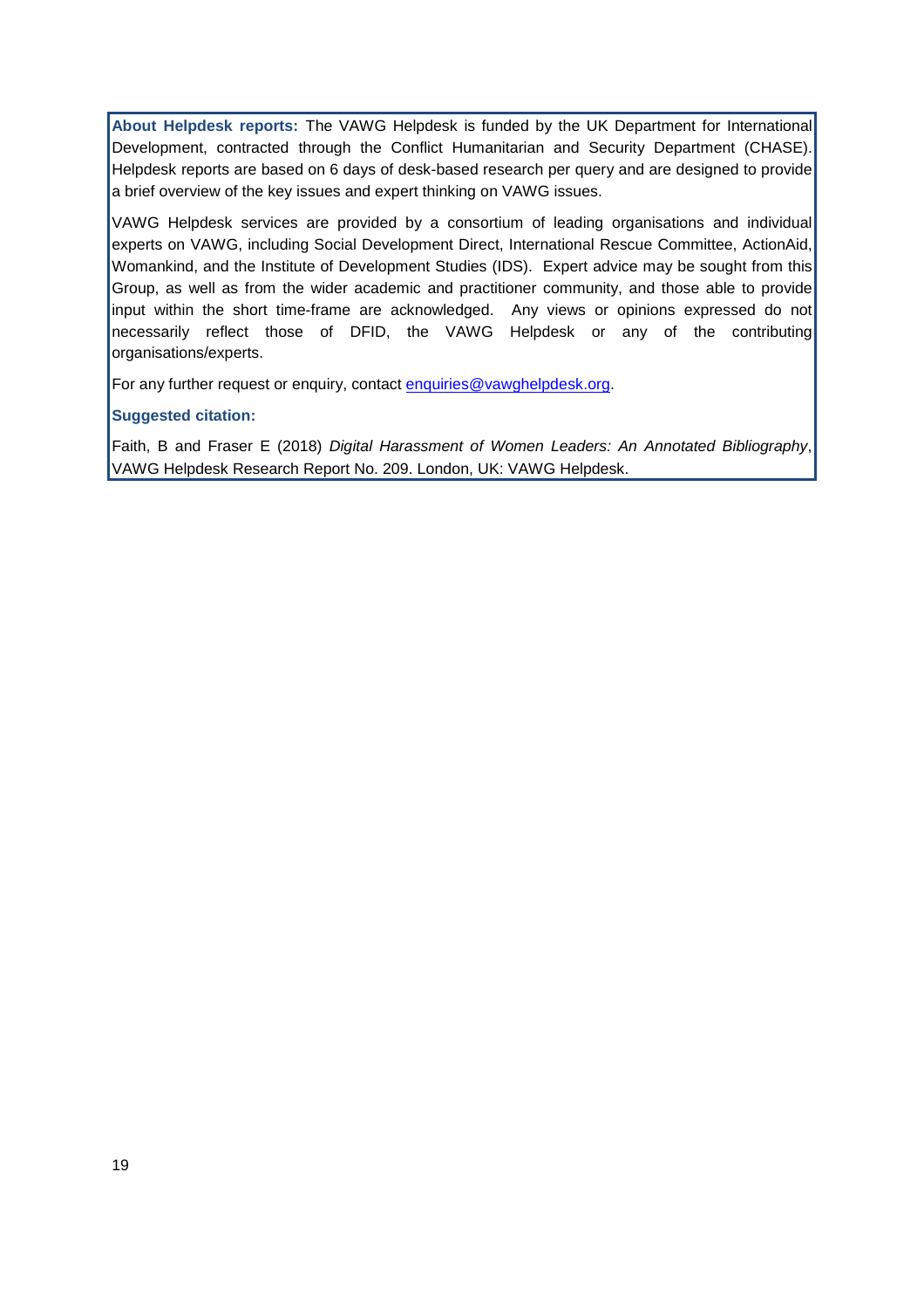**About Helpdesk reports:** The VAWG Helpdesk is funded by the UK Department for International Development, contracted through the Conflict Humanitarian and Security Department (CHASE). Helpdesk reports are based on 6 days of desk-based research per query and are designed to provide a brief overview of the key issues and expert thinking on VAWG issues.

VAWG Helpdesk services are provided by a consortium of leading organisations and individual experts on VAWG, including Social Development Direct, International Rescue Committee, ActionAid, Womankind, and the Institute of Development Studies (IDS). Expert advice may be sought from this Group, as well as from the wider academic and practitioner community, and those able to provide input within the short time-frame are acknowledged. Any views or opinions expressed do not necessarily reflect those of DFID, the VAWG Helpdesk or any of the contributing organisations/experts.

For any further request or enquiry, contact enquiries@vawghelpdesk.org.

**Suggested citation:**

Faith, B and Fraser E (2018) *Digital Harassment of Women Leaders: An Annotated Bibliography*, VAWG Helpdesk Research Report No. 209. London, UK: VAWG Helpdesk.